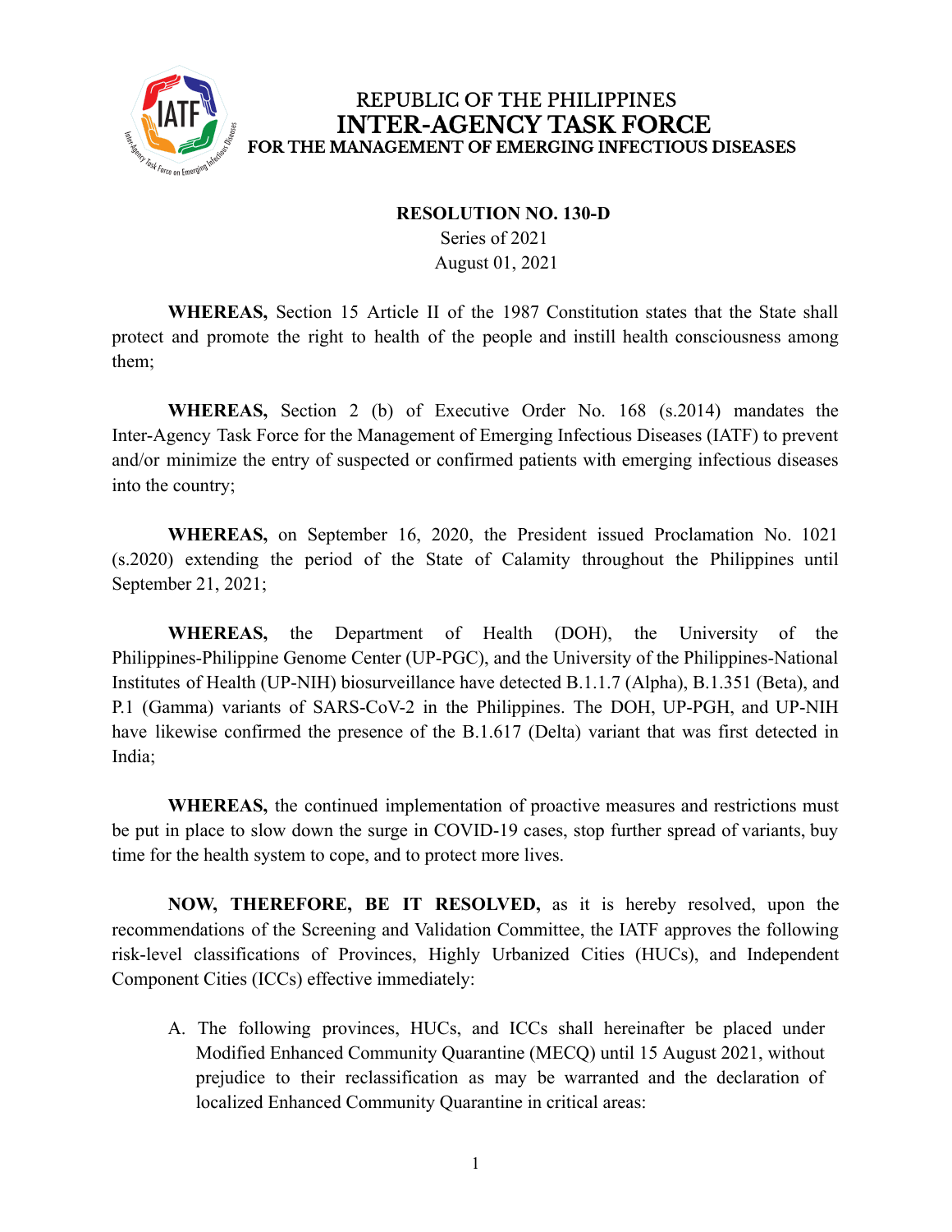REPUBLIC OF THE PHILIPPINES

# INTER-AGENCY TASK FORCE

## FOR THE MANAGEMENT OF EMERGING INFECTIOUS DISEASES

**RESOLUTION NO. 130-D**
Series of 2021
August 01, 2021

**WHEREAS,** Section 15 Article II of the 1987 Constitution states that the State shall protect and promote the right to health of the people and instill health consciousness among them;

**WHEREAS,** Section 2 (b) of Executive Order No. 168 (s.2014) mandates the Inter-Agency Task Force for the Management of Emerging Infectious Diseases (IATF) to prevent and/or minimize the entry of suspected or confirmed patients with emerging infectious diseases into the country;

**WHEREAS,** on September 16, 2020, the President issued Proclamation No. 1021 (s.2020) extending the period of the State of Calamity throughout the Philippines until September 21, 2021;

**WHEREAS,** the Department of Health (DOH), the University of the Philippines-Philippine Genome Center (UP-PGC), and the University of the Philippines-National Institutes of Health (UP-NIH) biosurveillance have detected B.1.1.7 (Alpha), B.1.351 (Beta), and P.1 (Gamma) variants of SARS-CoV-2 in the Philippines. The DOH, UP-PGH, and UP-NIH have likewise confirmed the presence of the B.1.617 (Delta) variant that was first detected in India;

**WHEREAS,** the continued implementation of proactive measures and restrictions must be put in place to slow down the surge in COVID-19 cases, stop further spread of variants, buy time for the health system to cope, and to protect more lives.

**NOW, THEREFORE, BE IT RESOLVED,** as it is hereby resolved, upon the recommendations of the Screening and Validation Committee, the IATF approves the following risk-level classifications of Provinces, Highly Urbanized Cities (HUCs), and Independent Component Cities (ICCs) effective immediately:

A. The following provinces, HUCs, and ICCs shall hereinafter be placed under Modified Enhanced Community Quarantine (MECQ) until 15 August 2021, without prejudice to their reclassification as may be warranted and the declaration of localized Enhanced Community Quarantine in critical areas: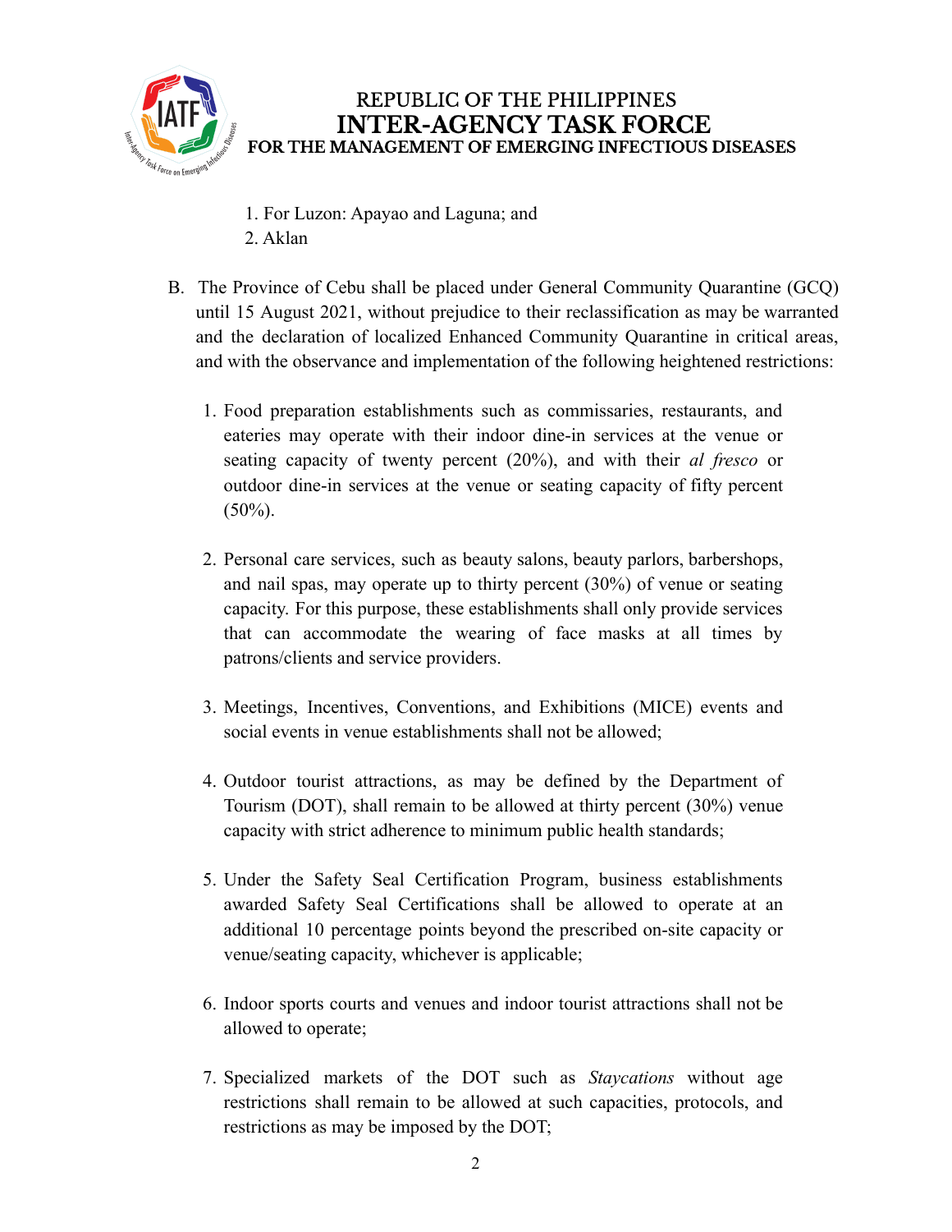1. For Luzon: Apayao and Laguna; and
2. Aklan

B. The Province of Cebu shall be placed under General Community Quarantine (GCQ) until 15 August 2021, without prejudice to their reclassification as may be warranted and the declaration of localized Enhanced Community Quarantine in critical areas, and with the observance and implementation of the following heightened restrictions:

1. Food preparation establishments such as commissaries, restaurants, and eateries may operate with their indoor dine-in services at the venue or seating capacity of twenty percent (20%), and with their *al fresco* or outdoor dine-in services at the venue or seating capacity of fifty percent (50%).

2. Personal care services, such as beauty salons, beauty parlors, barbershops, and nail spas, may operate up to thirty percent (30%) of venue or seating capacity. For this purpose, these establishments shall only provide services that can accommodate the wearing of face masks at all times by patrons/clients and service providers.

3. Meetings, Incentives, Conventions, and Exhibitions (MICE) events and social events in venue establishments shall not be allowed;

4. Outdoor tourist attractions, as may be defined by the Department of Tourism (DOT), shall remain to be allowed at thirty percent (30%) venue capacity with strict adherence to minimum public health standards;

5. Under the Safety Seal Certification Program, business establishments awarded Safety Seal Certifications shall be allowed to operate at an additional 10 percentage points beyond the prescribed on-site capacity or venue/seating capacity, whichever is applicable;

6. Indoor sports courts and venues and indoor tourist attractions shall not be allowed to operate;

7. Specialized markets of the DOT such as *Staycations* without age restrictions shall remain to be allowed at such capacities, protocols, and restrictions as may be imposed by the DOT;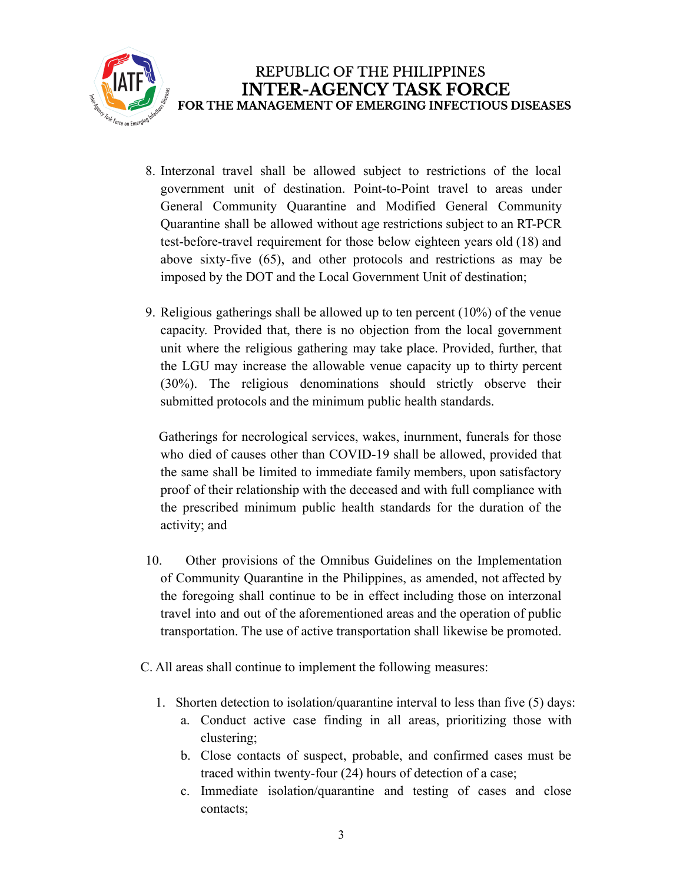8. Interzonal travel shall be allowed subject to restrictions of the local government unit of destination. Point-to-Point travel to areas under General Community Quarantine and Modified General Community Quarantine shall be allowed without age restrictions subject to an RT-PCR test-before-travel requirement for those below eighteen years old (18) and above sixty-five (65), and other protocols and restrictions as may be imposed by the DOT and the Local Government Unit of destination;

9. Religious gatherings shall be allowed up to ten percent (10%) of the venue capacity. Provided that, there is no objection from the local government unit where the religious gathering may take place. Provided, further, that the LGU may increase the allowable venue capacity up to thirty percent (30%). The religious denominations should strictly observe their submitted protocols and the minimum public health standards.

   Gatherings for necrological services, wakes, inurnment, funerals for those who died of causes other than COVID-19 shall be allowed, provided that the same shall be limited to immediate family members, upon satisfactory proof of their relationship with the deceased and with full compliance with the prescribed minimum public health standards for the duration of the activity; and

10. Other provisions of the Omnibus Guidelines on the Implementation of Community Quarantine in the Philippines, as amended, not affected by the foregoing shall continue to be in effect including those on interzonal travel into and out of the aforementioned areas and the operation of public transportation. The use of active transportation shall likewise be promoted.

C. All areas shall continue to implement the following measures:

1. Shorten detection to isolation/quarantine interval to less than five (5) days:
   a. Conduct active case finding in all areas, prioritizing those with clustering;
   b. Close contacts of suspect, probable, and confirmed cases must be traced within twenty-four (24) hours of detection of a case;
   c. Immediate isolation/quarantine and testing of cases and close contacts;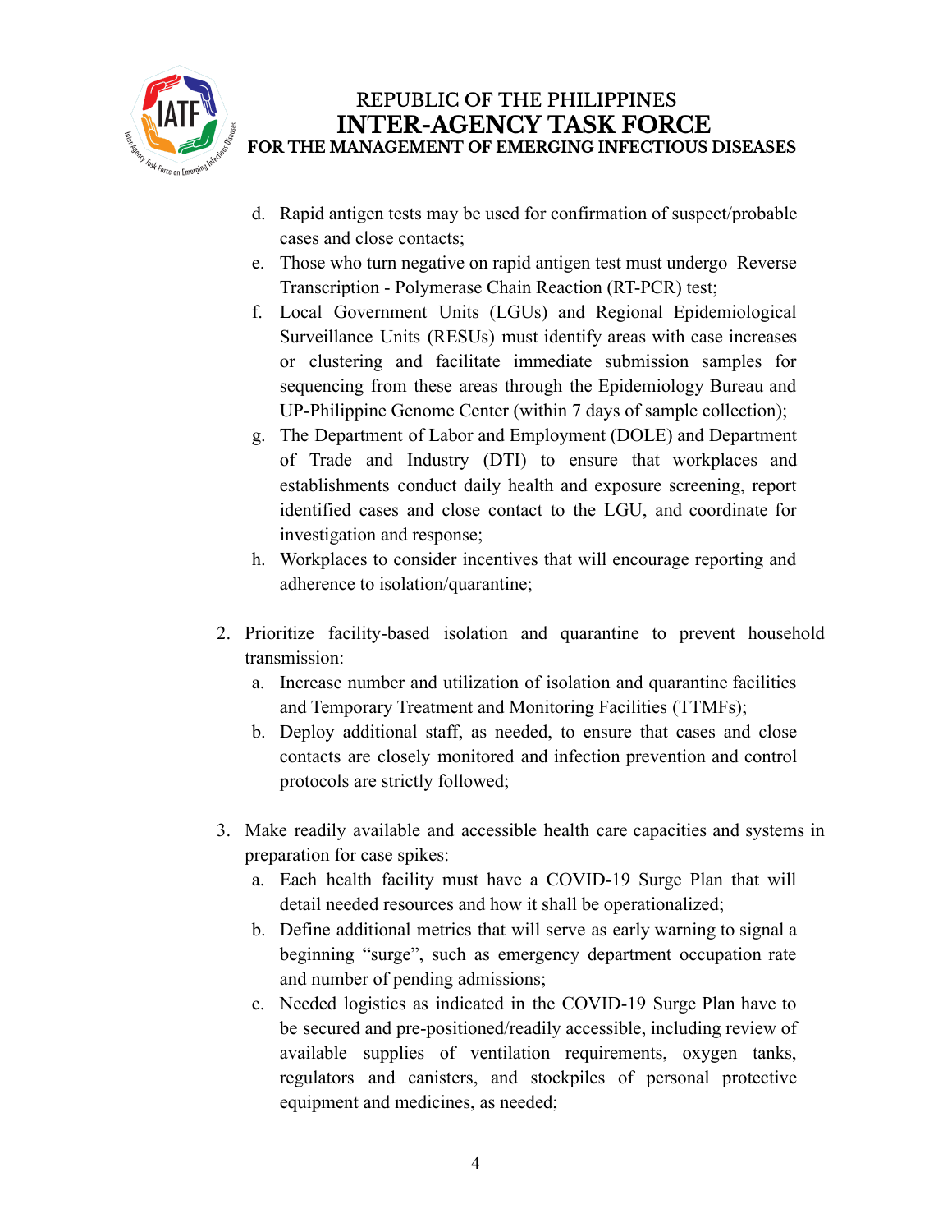d. Rapid antigen tests may be used for confirmation of suspect/probable cases and close contacts;
e. Those who turn negative on rapid antigen test must undergo Reverse Transcription - Polymerase Chain Reaction (RT-PCR) test;
f. Local Government Units (LGUs) and Regional Epidemiological Surveillance Units (RESUs) must identify areas with case increases or clustering and facilitate immediate submission samples for sequencing from these areas through the Epidemiology Bureau and UP-Philippine Genome Center (within 7 days of sample collection);
g. The Department of Labor and Employment (DOLE) and Department of Trade and Industry (DTI) to ensure that workplaces and establishments conduct daily health and exposure screening, report identified cases and close contact to the LGU, and coordinate for investigation and response;
h. Workplaces to consider incentives that will encourage reporting and adherence to isolation/quarantine;

2. Prioritize facility-based isolation and quarantine to prevent household transmission:
   a. Increase number and utilization of isolation and quarantine facilities and Temporary Treatment and Monitoring Facilities (TTMFs);
   b. Deploy additional staff, as needed, to ensure that cases and close contacts are closely monitored and infection prevention and control protocols are strictly followed;

3. Make readily available and accessible health care capacities and systems in preparation for case spikes:
   a. Each health facility must have a COVID-19 Surge Plan that will detail needed resources and how it shall be operationalized;
   b. Define additional metrics that will serve as early warning to signal a beginning "surge", such as emergency department occupation rate and number of pending admissions;
   c. Needed logistics as indicated in the COVID-19 Surge Plan have to be secured and pre-positioned/readily accessible, including review of available supplies of ventilation requirements, oxygen tanks, regulators and canisters, and stockpiles of personal protective equipment and medicines, as needed;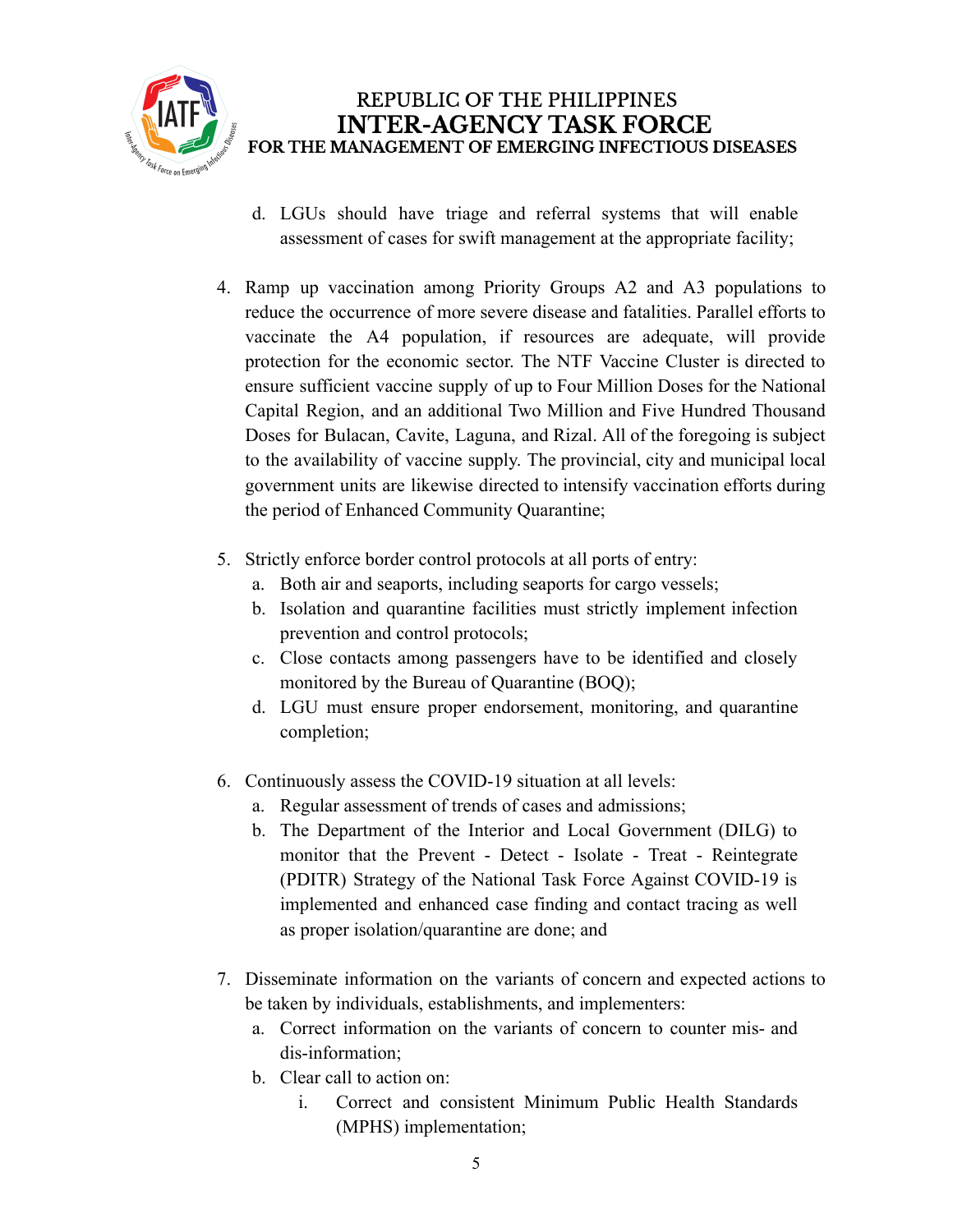d. LGUs should have triage and referral systems that will enable assessment of cases for swift management at the appropriate facility;

4. Ramp up vaccination among Priority Groups A2 and A3 populations to reduce the occurrence of more severe disease and fatalities. Parallel efforts to vaccinate the A4 population, if resources are adequate, will provide protection for the economic sector. The NTF Vaccine Cluster is directed to ensure sufficient vaccine supply of up to Four Million Doses for the National Capital Region, and an additional Two Million and Five Hundred Thousand Doses for Bulacan, Cavite, Laguna, and Rizal. All of the foregoing is subject to the availability of vaccine supply. The provincial, city and municipal local government units are likewise directed to intensify vaccination efforts during the period of Enhanced Community Quarantine;

5. Strictly enforce border control protocols at all ports of entry:
   a. Both air and seaports, including seaports for cargo vessels;
   b. Isolation and quarantine facilities must strictly implement infection prevention and control protocols;
   c. Close contacts among passengers have to be identified and closely monitored by the Bureau of Quarantine (BOQ);
   d. LGU must ensure proper endorsement, monitoring, and quarantine completion;

6. Continuously assess the COVID-19 situation at all levels:
   a. Regular assessment of trends of cases and admissions;
   b. The Department of the Interior and Local Government (DILG) to monitor that the Prevent - Detect - Isolate - Treat - Reintegrate (PDITR) Strategy of the National Task Force Against COVID-19 is implemented and enhanced case finding and contact tracing as well as proper isolation/quarantine are done; and

7. Disseminate information on the variants of concern and expected actions to be taken by individuals, establishments, and implementers:
   a. Correct information on the variants of concern to counter mis- and dis-information;
   b. Clear call to action on:
      i. Correct and consistent Minimum Public Health Standards (MPHS) implementation;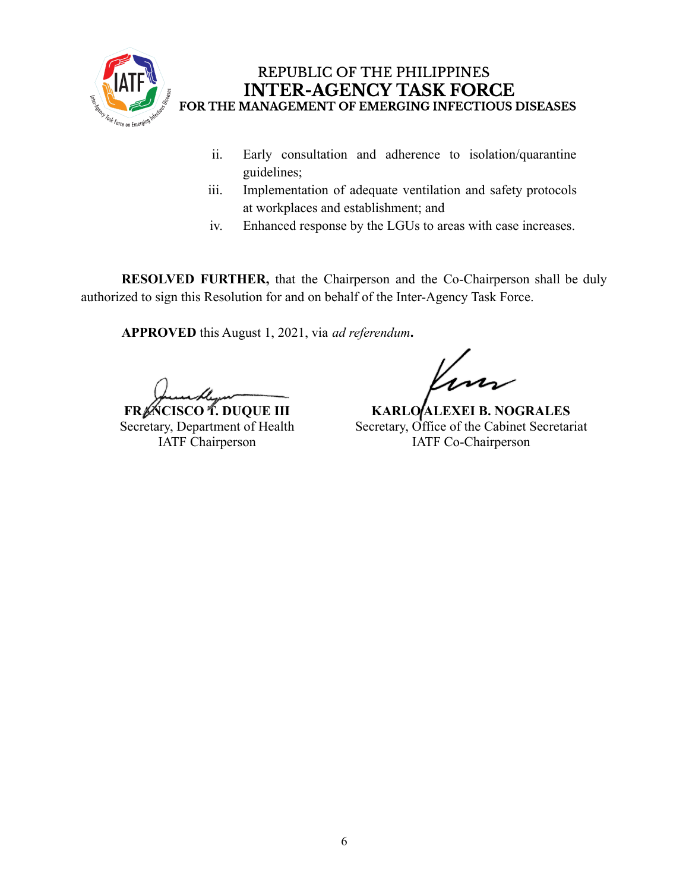REPUBLIC OF THE PHILIPPINES
**INTER-AGENCY TASK FORCE**
**FOR THE MANAGEMENT OF EMERGING INFECTIOUS DISEASES**

ii. Early consultation and adherence to isolation/quarantine guidelines;

iii. Implementation of adequate ventilation and safety protocols at workplaces and establishment; and

iv. Enhanced response by the LGUs to areas with case increases.

**RESOLVED FURTHER,** that the Chairperson and the Co-Chairperson shall be duly authorized to sign this Resolution for and on behalf of the Inter-Agency Task Force.

**APPROVED** this August 1, 2021, via *ad referendum***.**

**FRANCISCO T. DUQUE III**
Secretary, Department of Health
IATF Chairperson

**KARLO ALEXEI B. NOGRALES**
Secretary, Office of the Cabinet Secretariat
IATF Co-Chairperson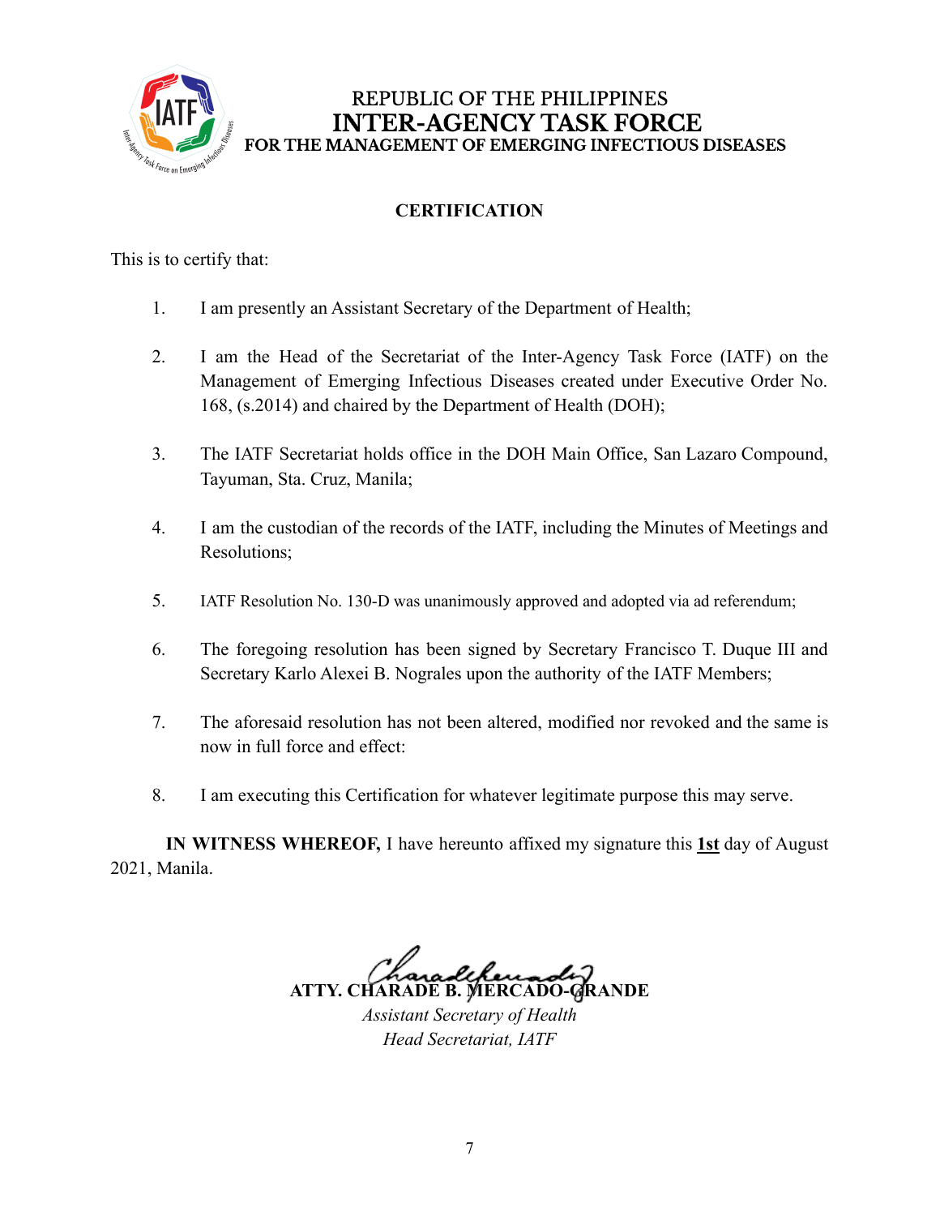REPUBLIC OF THE PHILIPPINES
**INTER-AGENCY TASK FORCE**
**FOR THE MANAGEMENT OF EMERGING INFECTIOUS DISEASES**

## CERTIFICATION

This is to certify that:

1. I am presently an Assistant Secretary of the Department of Health;

2. I am the Head of the Secretariat of the Inter-Agency Task Force (IATF) on the Management of Emerging Infectious Diseases created under Executive Order No. 168, (s.2014) and chaired by the Department of Health (DOH);

3. The IATF Secretariat holds office in the DOH Main Office, San Lazaro Compound, Tayuman, Sta. Cruz, Manila;

4. I am the custodian of the records of the IATF, including the Minutes of Meetings and Resolutions;

5. IATF Resolution No. 130-D was unanimously approved and adopted via ad referendum;

6. The foregoing resolution has been signed by Secretary Francisco T. Duque III and Secretary Karlo Alexei B. Nograles upon the authority of the IATF Members;

7. The aforesaid resolution has not been altered, modified nor revoked and the same is now in full force and effect:

8. I am executing this Certification for whatever legitimate purpose this may serve.

**IN WITNESS WHEREOF,** I have hereunto affixed my signature this **1st** day of August 2021, Manila.

**ATTY. CHARADE B. MERCADO-GRANDE**
*Assistant Secretary of Health*
*Head Secretariat, IATF*